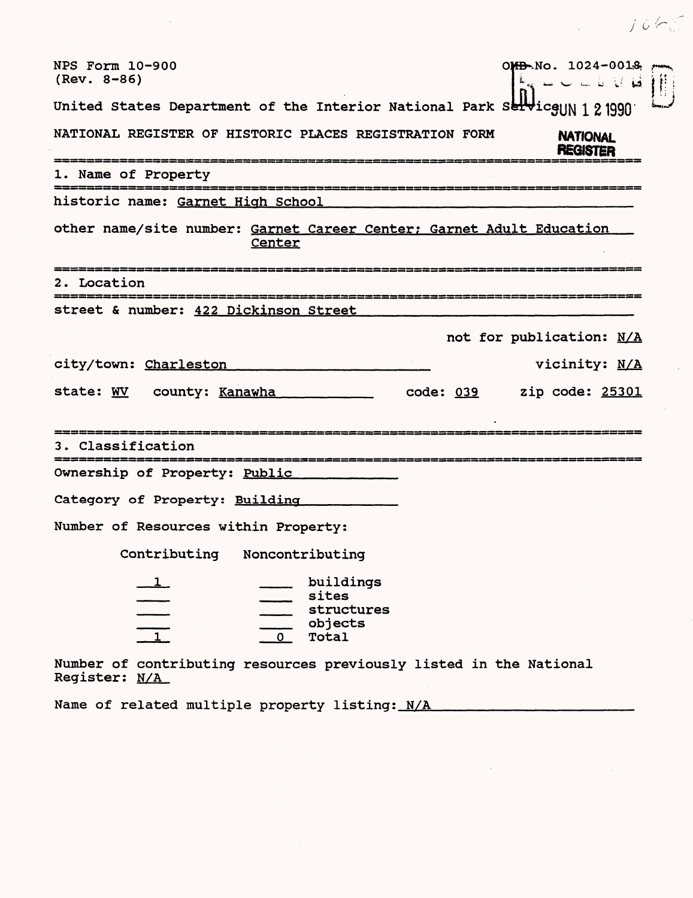NPS Form 10-900
(Rev. 8-86)

OMB No. 1024-0018

United States Department of the Interior National Park Service

RECEIVED JUN 1 2 1990 NATIONAL REGISTER

NATIONAL REGISTER OF HISTORIC PLACES REGISTRATION FORM

## 1. Name of Property

historic name: Garnet High School

other name/site number: Garnet Career Center; Garnet Adult Education Center

## 2. Location

street & number: 422 Dickinson Street

not for publication: N/A

city/town: Charleston

vicinity: N/A

state: WV county: Kanawha code: 039 zip code: 25301

## 3. Classification

Ownership of Property: Public

Category of Property: Building

Number of Resources within Property:

| Contributing | Noncontributing | |
|---|---|---|
| 1 | | buildings |
| | | sites |
| | | structures |
| | | objects |
| 1 | 0 | Total |

Number of contributing resources previously listed in the National Register: N/A

Name of related multiple property listing: N/A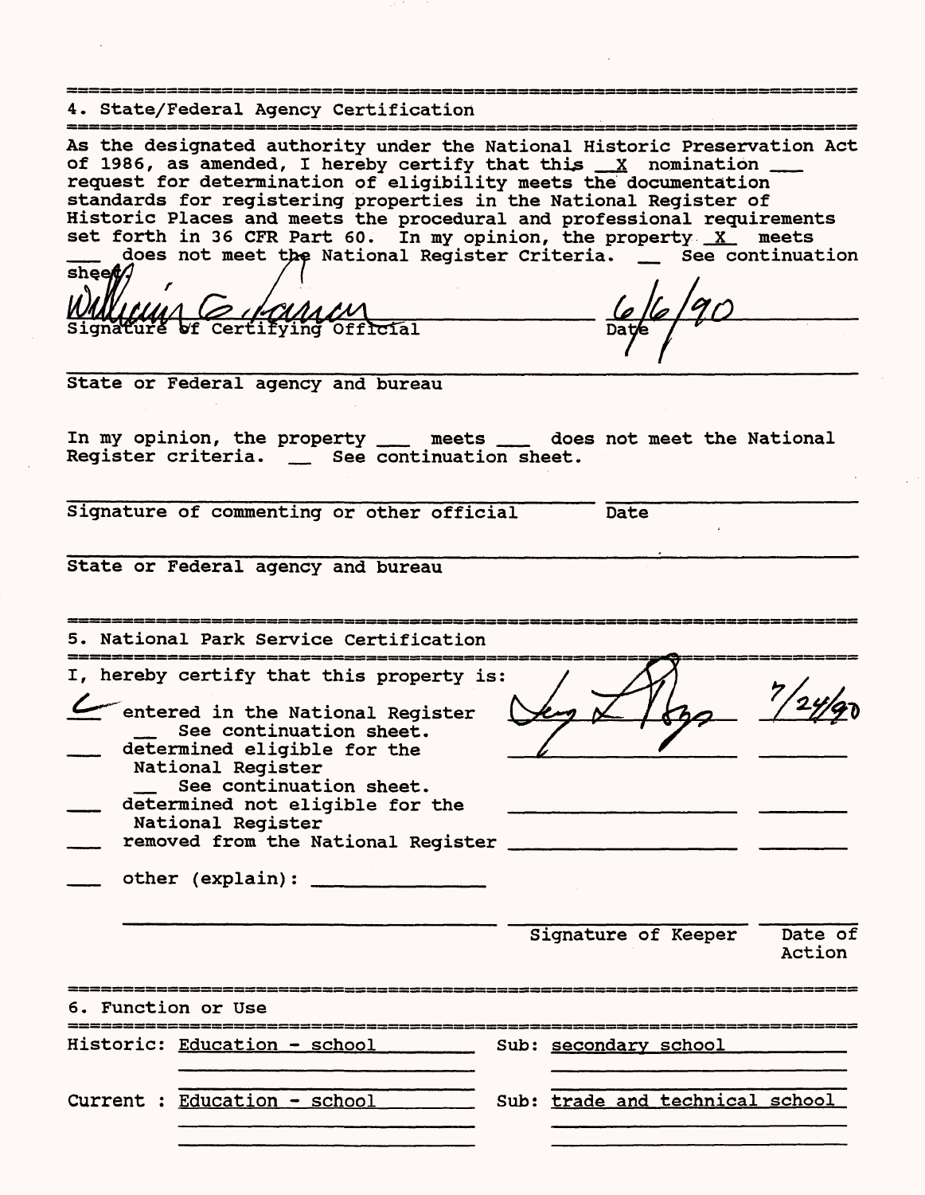## 4. State/Federal Agency Certification

As the designated authority under the National Historic Preservation Act of 1986, as amended, I hereby certify that this _X_ nomination ___ request for determination of eligibility meets the documentation standards for registering properties in the National Register of Historic Places and meets the procedural and professional requirements set forth in 36 CFR Part 60. In my opinion, the property _X_ meets ___ does not meet the National Register Criteria. __ See continuation sheet.

William G. Farrar — 6/6/90

Signature of Certifying Official — Date

State or Federal agency and bureau

In my opinion, the property ___ meets ___ does not meet the National Register criteria. __ See continuation sheet.

Signature of commenting or other official — Date

State or Federal agency and bureau

## 5. National Park Service Certification

I, hereby certify that this property is:

- _✓_ entered in the National Register — 7/24/90
  - __ See continuation sheet.
- ___ determined eligible for the National Register
  - __ See continuation sheet.
- ___ determined not eligible for the National Register
- ___ removed from the National Register
- ___ other (explain): _______________

Signature of Keeper — Date of Action

## 6. Function or Use

| | | | |
|---|---|---|---|
| Historic: | Education - school | Sub: | secondary school |
| Current : | Education - school | Sub: | trade and technical school |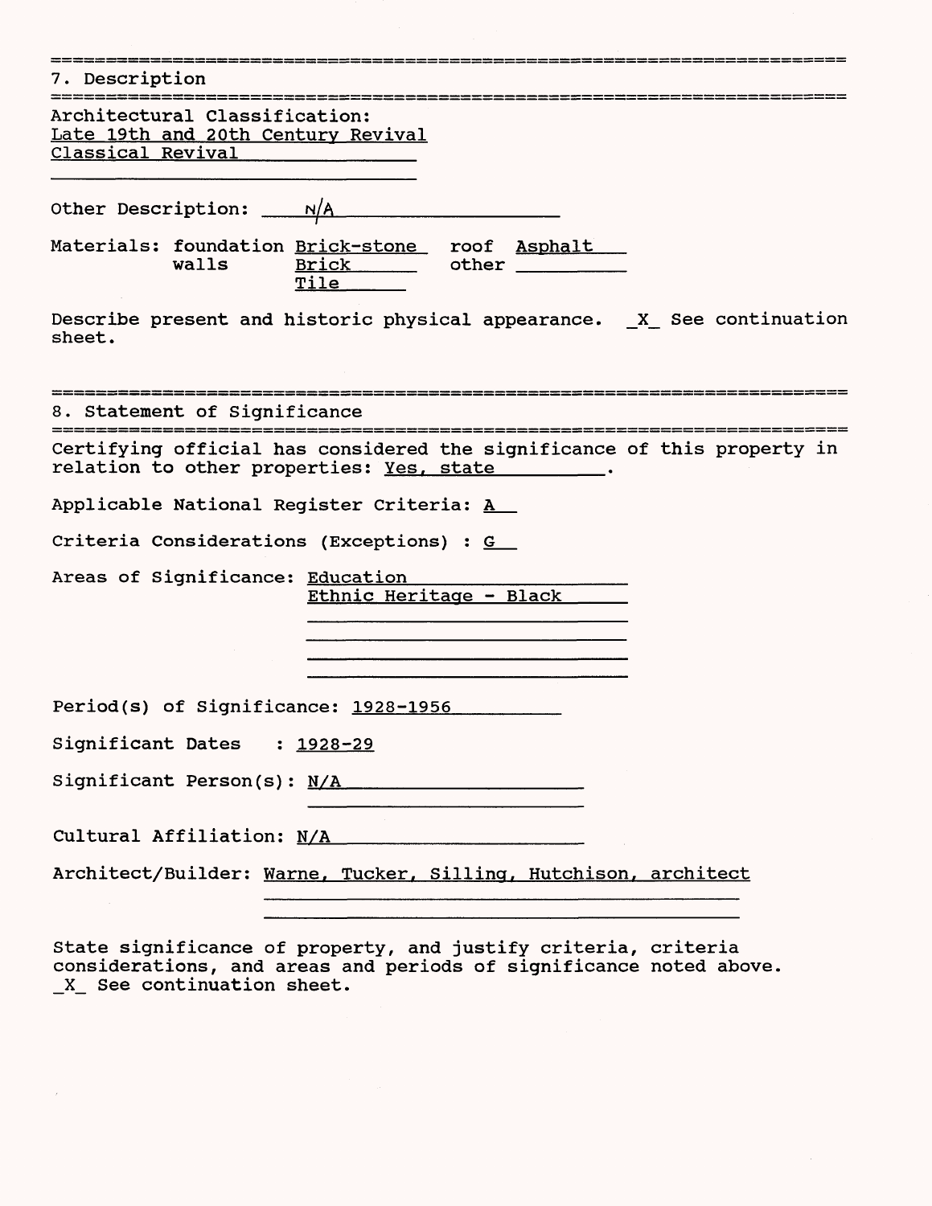## 7. Description

Architectural Classification:
Late 19th and 20th Century Revival
Classical Revival

Other Description: N/A

Materials: foundation Brick-stone roof Asphalt
walls Brick other
Tile

Describe present and historic physical appearance. _X_ See continuation sheet.

## 8. Statement of Significance

Certifying official has considered the significance of this property in relation to other properties: Yes, state.

Applicable National Register Criteria: A

Criteria Considerations (Exceptions) : G

Areas of Significance: Education
Ethnic Heritage - Black

Period(s) of Significance: 1928-1956

Significant Dates : 1928-29

Significant Person(s): N/A

Cultural Affiliation: N/A

Architect/Builder: Warne, Tucker, Silling, Hutchison, architect

State significance of property, and justify criteria, criteria considerations, and areas and periods of significance noted above.
_X_ See continuation sheet.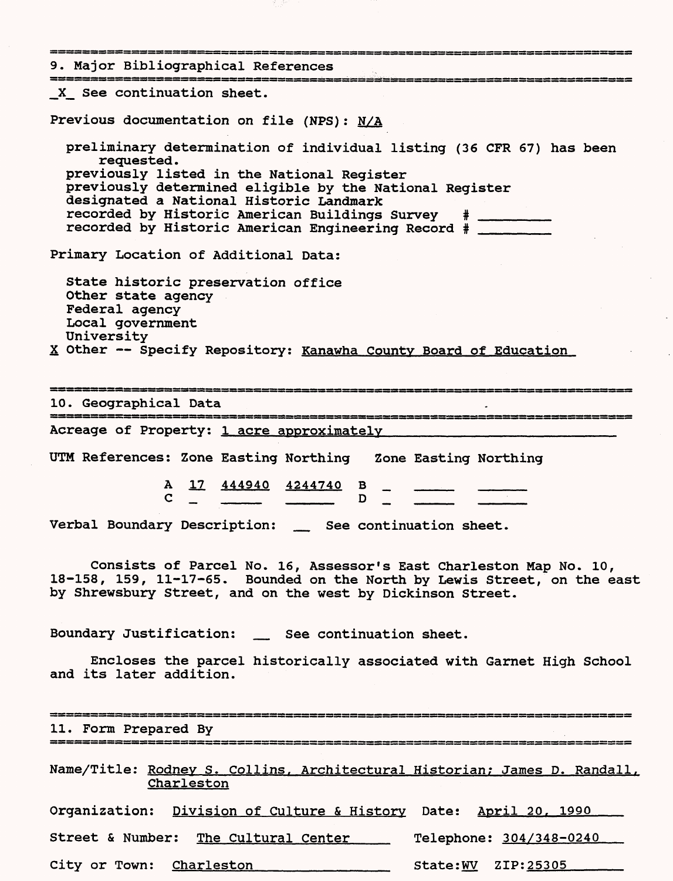## 9. Major Bibliographical References

_X_ See continuation sheet.

Previous documentation on file (NPS): N/A

preliminary determination of individual listing (36 CFR 67) has been requested.
previously listed in the National Register
previously determined eligible by the National Register
designated a National Historic Landmark
recorded by Historic American Buildings Survey # ________
recorded by Historic American Engineering Record # ________

Primary Location of Additional Data:

State historic preservation office
Other state agency
Federal agency
Local government
University
X Other -- Specify Repository: Kanawha County Board of Education

## 10. Geographical Data

Acreage of Property: 1 acre approximately

UTM References:

| | Zone | Easting | Northing | | Zone | Easting | Northing |
|---|---|---|---|---|---|---|---|
| A | 17 | 444940 | 4244740 | B | _ | _____ | ______ |
| C | _ | _____ | ______ | D | _ | _____ | ______ |

Verbal Boundary Description: __ See continuation sheet.

Consists of Parcel No. 16, Assessor's East Charleston Map No. 10, 18-158, 159, 11-17-65. Bounded on the North by Lewis Street, on the east by Shrewsbury Street, and on the west by Dickinson Street.

Boundary Justification: __ See continuation sheet.

Encloses the parcel historically associated with Garnet High School and its later addition.

## 11. Form Prepared By

Name/Title: Rodney S. Collins, Architectural Historian; James D. Randall, Charleston

Organization: Division of Culture & History Date: April 20, 1990

Street & Number: The Cultural Center Telephone: 304/348-0240

City or Town: Charleston State: WV ZIP: 25305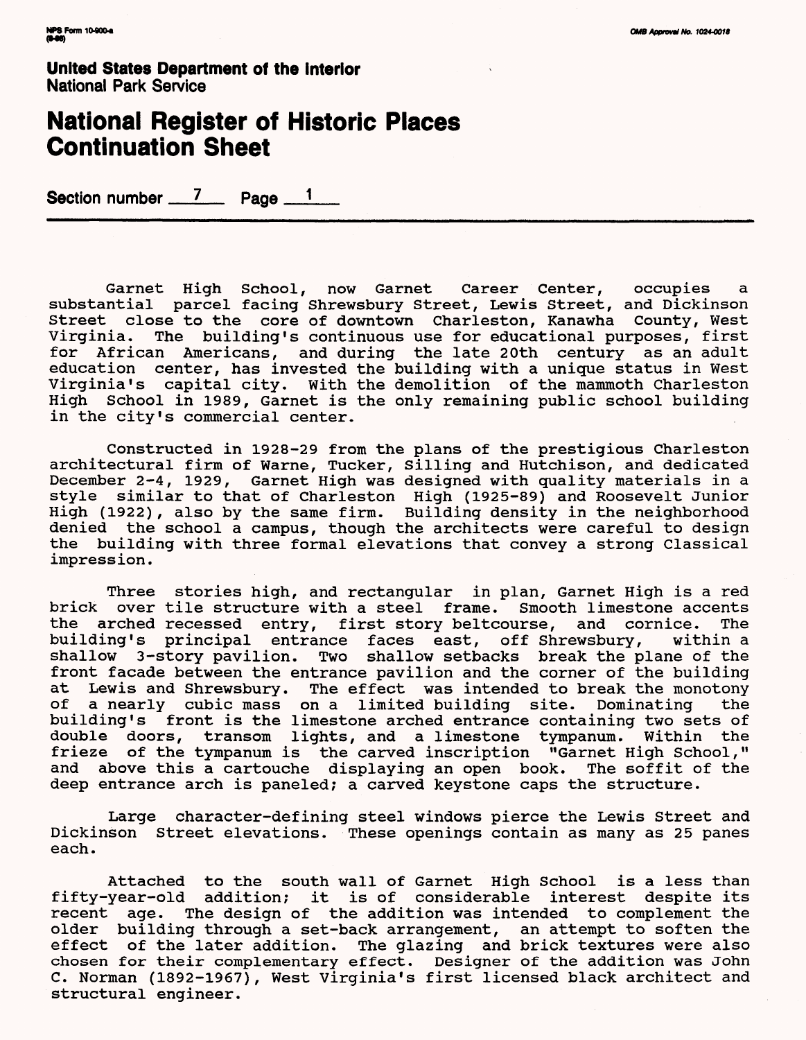**United States Department of the Interior**
National Park Service

# National Register of Historic Places Continuation Sheet

Section number 7 Page 1

Garnet High School, now Garnet Career Center, occupies a substantial parcel facing Shrewsbury Street, Lewis Street, and Dickinson Street close to the core of downtown Charleston, Kanawha County, West Virginia. The building's continuous use for educational purposes, first for African Americans, and during the late 20th century as an adult education center, has invested the building with a unique status in West Virginia's capital city. With the demolition of the mammoth Charleston High School in 1989, Garnet is the only remaining public school building in the city's commercial center.

Constructed in 1928-29 from the plans of the prestigious Charleston architectural firm of Warne, Tucker, Silling and Hutchison, and dedicated December 2-4, 1929, Garnet High was designed with quality materials in a style similar to that of Charleston High (1925-89) and Roosevelt Junior High (1922), also by the same firm. Building density in the neighborhood denied the school a campus, though the architects were careful to design the building with three formal elevations that convey a strong Classical impression.

Three stories high, and rectangular in plan, Garnet High is a red brick over tile structure with a steel frame. Smooth limestone accents the arched recessed entry, first story beltcourse, and cornice. The building's principal entrance faces east, off Shrewsbury, within a shallow 3-story pavilion. Two shallow setbacks break the plane of the front facade between the entrance pavilion and the corner of the building at Lewis and Shrewsbury. The effect was intended to break the monotony of a nearly cubic mass on a limited building site. Dominating the building's front is the limestone arched entrance containing two sets of double doors, transom lights, and a limestone tympanum. Within the frieze of the tympanum is the carved inscription "Garnet High School," and above this a cartouche displaying an open book. The soffit of the deep entrance arch is paneled; a carved keystone caps the structure.

Large character-defining steel windows pierce the Lewis Street and Dickinson Street elevations. These openings contain as many as 25 panes each.

Attached to the south wall of Garnet High School is a less than fifty-year-old addition; it is of considerable interest despite its recent age. The design of the addition was intended to complement the older building through a set-back arrangement, an attempt to soften the effect of the later addition. The glazing and brick textures were also chosen for their complementary effect. Designer of the addition was John C. Norman (1892-1967), West Virginia's first licensed black architect and structural engineer.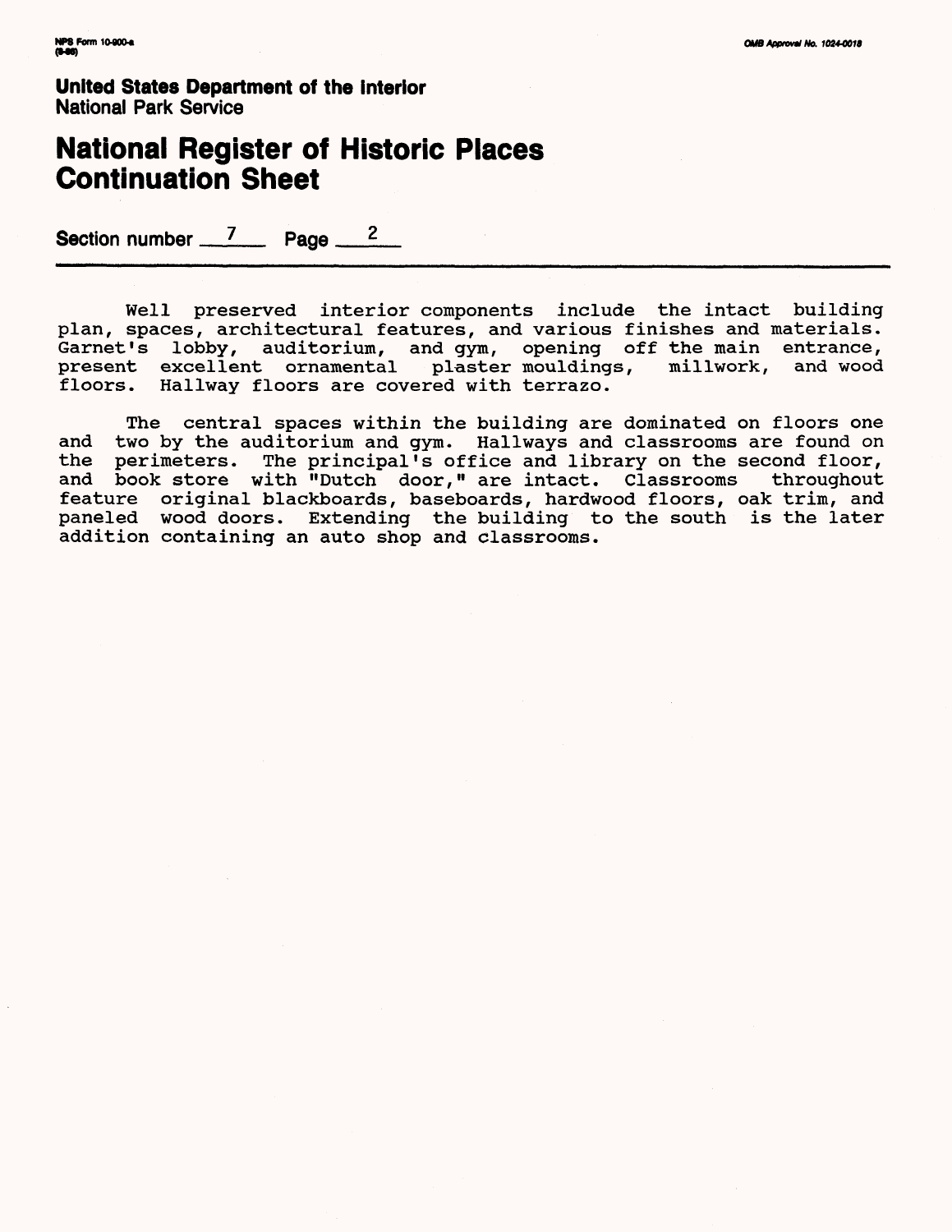**United States Department of the Interior**
National Park Service

# National Register of Historic Places Continuation Sheet

Section number 7 Page 2

Well preserved interior components include the intact building plan, spaces, architectural features, and various finishes and materials. Garnet's lobby, auditorium, and gym, opening off the main entrance, present excellent ornamental plaster mouldings, millwork, and wood floors. Hallway floors are covered with terrazo.

The central spaces within the building are dominated on floors one and two by the auditorium and gym. Hallways and classrooms are found on the perimeters. The principal's office and library on the second floor, and book store with "Dutch door," are intact. Classrooms throughout feature original blackboards, baseboards, hardwood floors, oak trim, and paneled wood doors. Extending the building to the south is the later addition containing an auto shop and classrooms.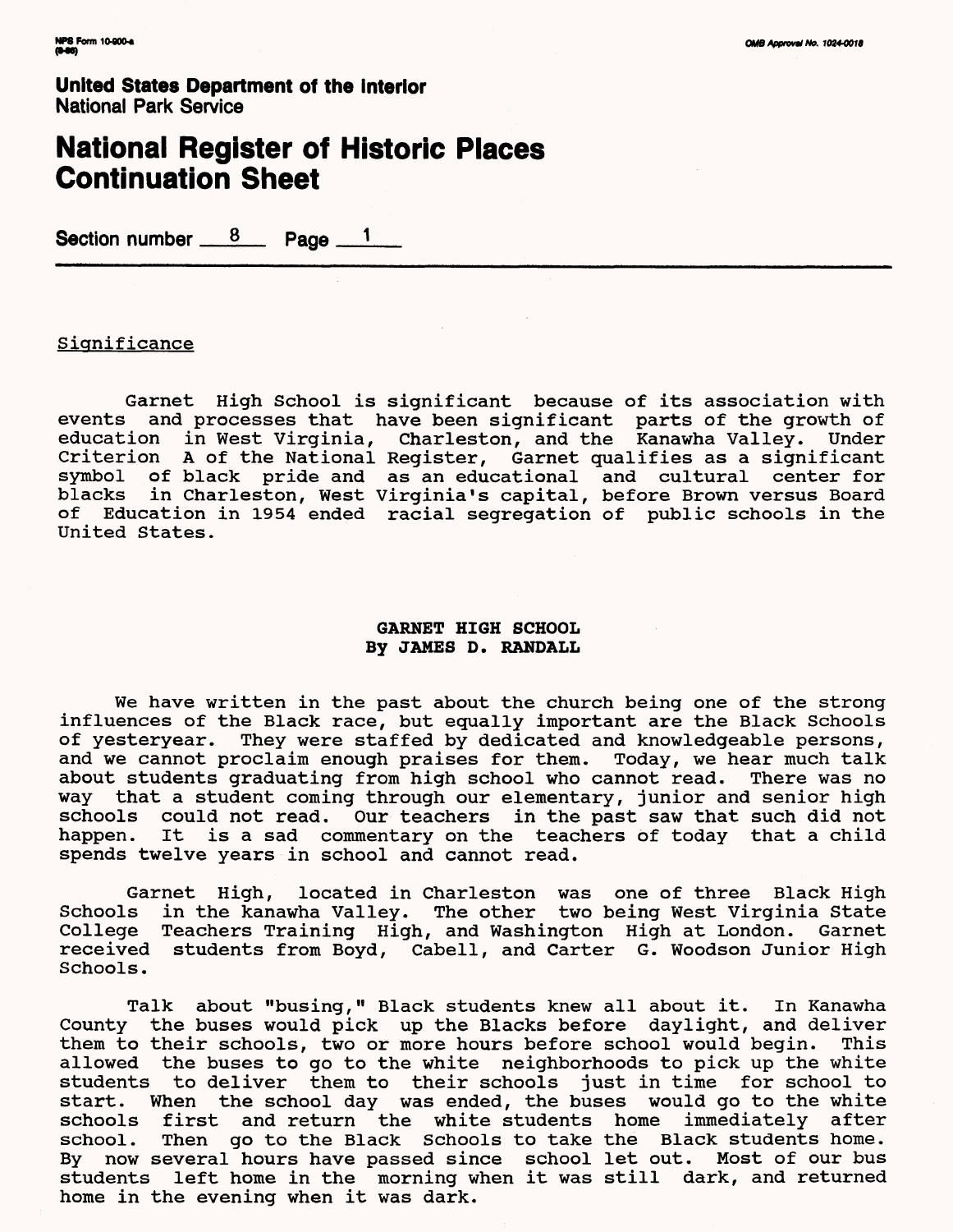**United States Department of the Interior**
National Park Service

# National Register of Historic Places Continuation Sheet

Section number 8 Page 1

---

Significance

Garnet High School is significant because of its association with events and processes that have been significant parts of the growth of education in West Virginia, Charleston, and the Kanawha Valley. Under Criterion A of the National Register, Garnet qualifies as a significant symbol of black pride and as an educational and cultural center for blacks in Charleston, West Virginia's capital, before Brown versus Board of Education in 1954 ended racial segregation of public schools in the United States.

**GARNET HIGH SCHOOL**
**By JAMES D. RANDALL**

We have written in the past about the church being one of the strong influences of the Black race, but equally important are the Black Schools of yesteryear. They were staffed by dedicated and knowledgeable persons, and we cannot proclaim enough praises for them. Today, we hear much talk about students graduating from high school who cannot read. There was no way that a student coming through our elementary, junior and senior high schools could not read. Our teachers in the past saw that such did not happen. It is a sad commentary on the teachers of today that a child spends twelve years in school and cannot read.

Garnet High, located in Charleston was one of three Black High Schools in the kanawha Valley. The other two being West Virginia State College Teachers Training High, and Washington High at London. Garnet received students from Boyd, Cabell, and Carter G. Woodson Junior High Schools.

Talk about "busing," Black students knew all about it. In Kanawha County the buses would pick up the Blacks before daylight, and deliver them to their schools, two or more hours before school would begin. This allowed the buses to go to the white neighborhoods to pick up the white students to deliver them to their schools just in time for school to start. When the school day was ended, the buses would go to the white schools first and return the white students home immediately after school. Then go to the Black Schools to take the Black students home. By now several hours have passed since school let out. Most of our bus students left home in the morning when it was still dark, and returned home in the evening when it was dark.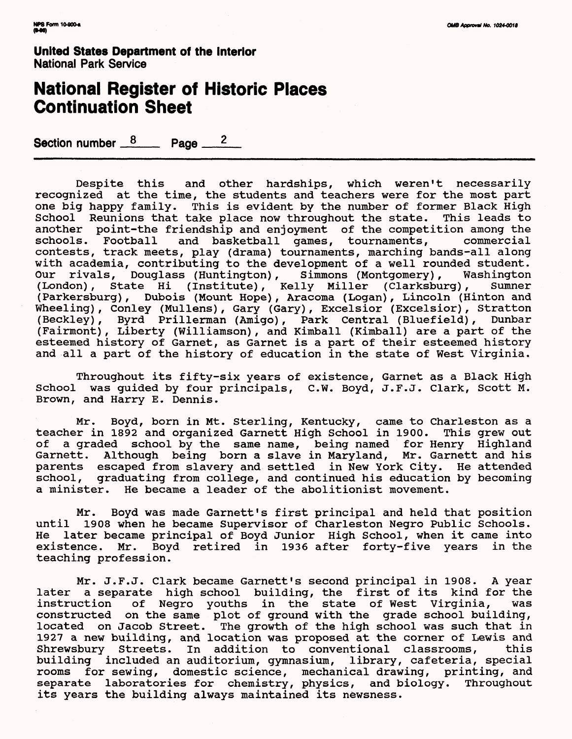**United States Department of the Interior**
National Park Service

# National Register of Historic Places Continuation Sheet

Section number 8 Page 2

Despite this and other hardships, which weren't necessarily recognized at the time, the students and teachers were for the most part one big happy family. This is evident by the number of former Black High School Reunions that take place now throughout the state. This leads to another point-the friendship and enjoyment of the competition among the schools. Football and basketball games, tournaments, commercial contests, track meets, play (drama) tournaments, marching bands-all along with academia, contributing to the development of a well rounded student. Our rivals, Douglass (Huntington), Simmons (Montgomery), Washington (London), State Hi (Institute), Kelly Miller (Clarksburg), Sumner (Parkersburg), Dubois (Mount Hope), Aracoma (Logan), Lincoln (Hinton and Wheeling), Conley (Mullens), Gary (Gary), Excelsior (Excelsior), Stratton (Beckley), Byrd Prillerman (Amigo), Park Central (Bluefield), Dunbar (Fairmont), Liberty (Williamson), and Kimball (Kimball) are a part of the esteemed history of Garnet, as Garnet is a part of their esteemed history and all a part of the history of education in the state of West Virginia.

Throughout its fifty-six years of existence, Garnet as a Black High School was guided by four principals, C.W. Boyd, J.F.J. Clark, Scott M. Brown, and Harry E. Dennis.

Mr. Boyd, born in Mt. Sterling, Kentucky, came to Charleston as a teacher in 1892 and organized Garnett High School in 1900. This grew out of a graded school by the same name, being named for Henry Highland Garnett. Although being born a slave in Maryland, Mr. Garnett and his parents escaped from slavery and settled in New York City. He attended school, graduating from college, and continued his education by becoming a minister. He became a leader of the abolitionist movement.

Mr. Boyd was made Garnett's first principal and held that position until 1908 when he became Supervisor of Charleston Negro Public Schools. He later became principal of Boyd Junior High School, when it came into existence. Mr. Boyd retired in 1936 after forty-five years in the teaching profession.

Mr. J.F.J. Clark became Garnett's second principal in 1908. A year later a separate high school building, the first of its kind for the instruction of Negro youths in the state of West Virginia, was constructed on the same plot of ground with the grade school building, located on Jacob Street. The growth of the high school was such that in 1927 a new building, and location was proposed at the corner of Lewis and Shrewsbury Streets. In addition to conventional classrooms, this building included an auditorium, gymnasium, library, cafeteria, special rooms for sewing, domestic science, mechanical drawing, printing, and separate laboratories for chemistry, physics, and biology. Throughout its years the building always maintained its newsness.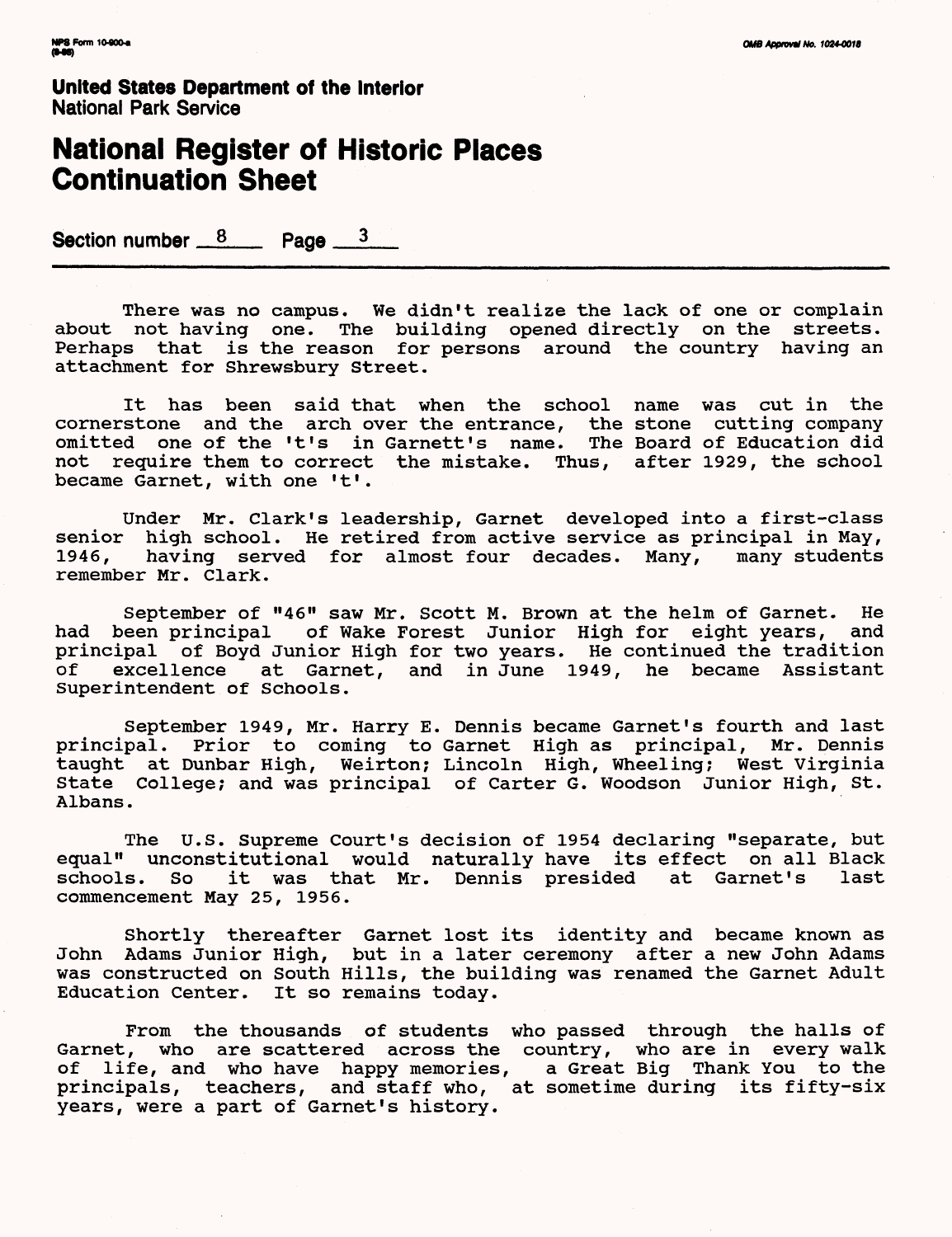**United States Department of the Interior**
National Park Service

# National Register of Historic Places Continuation Sheet

Section number 8 Page 3

There was no campus. We didn't realize the lack of one or complain about not having one. The building opened directly on the streets. Perhaps that is the reason for persons around the country having an attachment for Shrewsbury Street.

It has been said that when the school name was cut in the cornerstone and the arch over the entrance, the stone cutting company omitted one of the 't's in Garnett's name. The Board of Education did not require them to correct the mistake. Thus, after 1929, the school became Garnet, with one 't'.

Under Mr. Clark's leadership, Garnet developed into a first-class senior high school. He retired from active service as principal in May, 1946, having served for almost four decades. Many, many students remember Mr. Clark.

September of "46" saw Mr. Scott M. Brown at the helm of Garnet. He had been principal of Wake Forest Junior High for eight years, and principal of Boyd Junior High for two years. He continued the tradition of excellence at Garnet, and in June 1949, he became Assistant Superintendent of Schools.

September 1949, Mr. Harry E. Dennis became Garnet's fourth and last principal. Prior to coming to Garnet High as principal, Mr. Dennis taught at Dunbar High, Weirton; Lincoln High, Wheeling; West Virginia State College; and was principal of Carter G. Woodson Junior High, St. Albans.

The U.S. Supreme Court's decision of 1954 declaring "separate, but equal" unconstitutional would naturally have its effect on all Black schools. So it was that Mr. Dennis presided at Garnet's last commencement May 25, 1956.

Shortly thereafter Garnet lost its identity and became known as John Adams Junior High, but in a later ceremony after a new John Adams was constructed on South Hills, the building was renamed the Garnet Adult Education Center. It so remains today.

From the thousands of students who passed through the halls of Garnet, who are scattered across the country, who are in every walk of life, and who have happy memories, a Great Big Thank You to the principals, teachers, and staff who, at sometime during its fifty-six years, were a part of Garnet's history.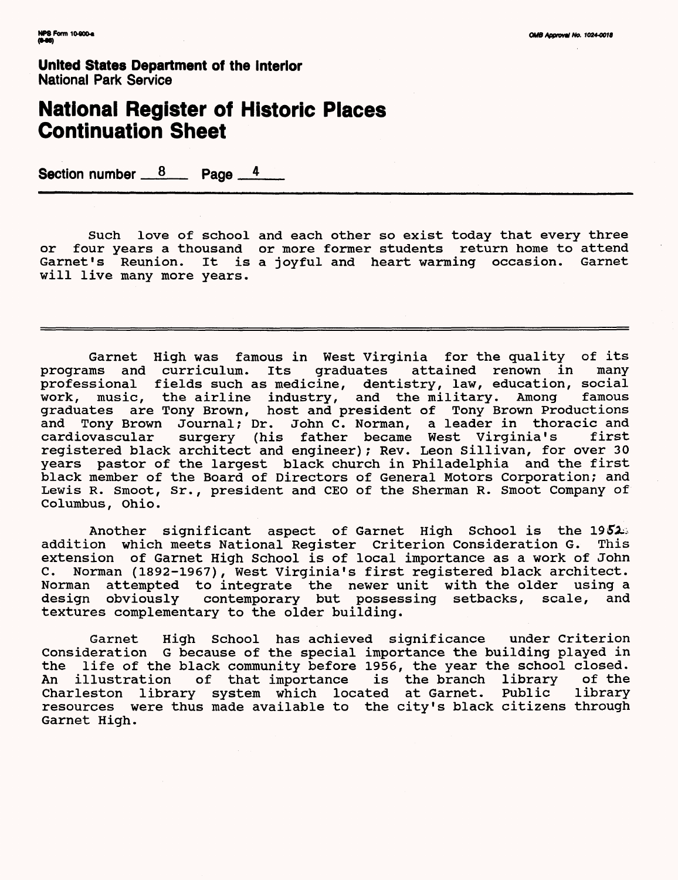**United States Department of the Interior**
National Park Service

# National Register of Historic Places Continuation Sheet

Section number 8 Page 4

Such love of school and each other so exist today that every three or four years a thousand or more former students return home to attend Garnet's Reunion. It is a joyful and heart warming occasion. Garnet will live many more years.

---

Garnet High was famous in West Virginia for the quality of its programs and curriculum. Its graduates attained renown in many professional fields such as medicine, dentistry, law, education, social work, music, the airline industry, and the military. Among famous graduates are Tony Brown, host and president of Tony Brown Productions and Tony Brown Journal; Dr. John C. Norman, a leader in thoracic and cardiovascular surgery (his father became West Virginia's first registered black architect and engineer); Rev. Leon Sillivan, for over 30 years pastor of the largest black church in Philadelphia and the first black member of the Board of Directors of General Motors Corporation; and Lewis R. Smoot, Sr., president and CEO of the Sherman R. Smoot Company of Columbus, Ohio.

Another significant aspect of Garnet High School is the 1952 addition which meets National Register Criterion Consideration G. This extension of Garnet High School is of local importance as a work of John C. Norman (1892-1967), West Virginia's first registered black architect. Norman attempted to integrate the newer unit with the older using a design obviously contemporary but possessing setbacks, scale, and textures complementary to the older building.

Garnet High School has achieved significance under Criterion Consideration G because of the special importance the building played in the life of the black community before 1956, the year the school closed. An illustration of that importance is the branch library of the Charleston library system which located at Garnet. Public library resources were thus made available to the city's black citizens through Garnet High.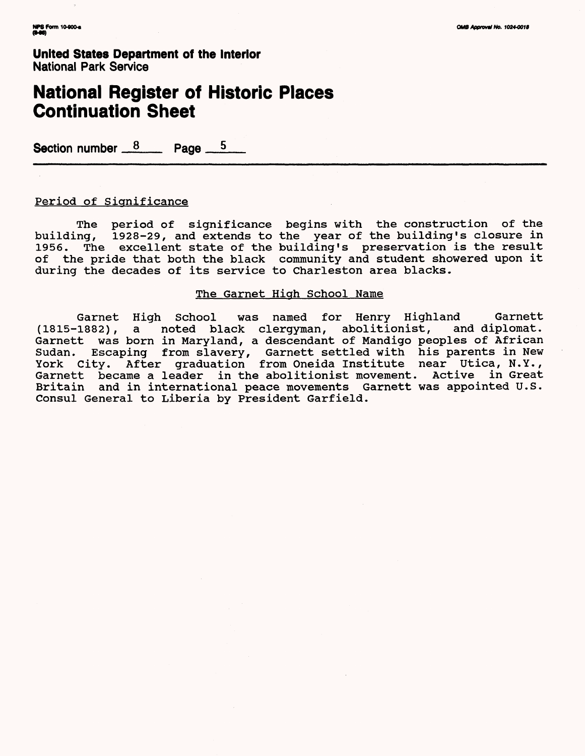United States Department of the Interior
National Park Service

# National Register of Historic Places Continuation Sheet

Section number 8 Page 5

## Period of Significance

The period of significance begins with the construction of the building, 1928-29, and extends to the year of the building's closure in 1956. The excellent state of the building's preservation is the result of the pride that both the black community and student showered upon it during the decades of its service to Charleston area blacks.

## The Garnet High School Name

Garnet High School was named for Henry Highland Garnett (1815-1882), a noted black clergyman, abolitionist, and diplomat. Garnett was born in Maryland, a descendant of Mandigo peoples of African Sudan. Escaping from slavery, Garnett settled with his parents in New York City. After graduation from Oneida Institute near Utica, N.Y., Garnett became a leader in the abolitionist movement. Active in Great Britain and in international peace movements Garnett was appointed U.S. Consul General to Liberia by President Garfield.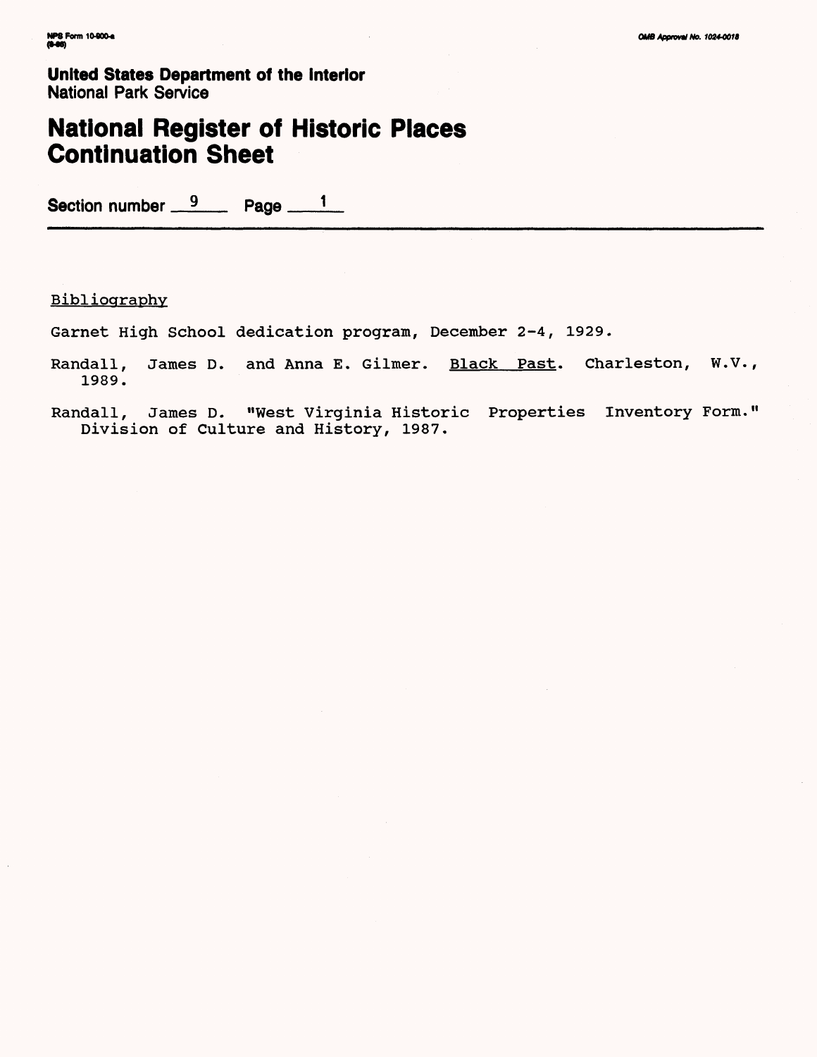NPS Form 10-900-a

OMB Approval No. 1024-0018

**United States Department of the Interior**
National Park Service

# National Register of Historic Places Continuation Sheet

Section number 9 Page 1

Bibliography

Garnet High School dedication program, December 2-4, 1929.

Randall, James D. and Anna E. Gilmer. Black Past. Charleston, W.V., 1989.

Randall, James D. "West Virginia Historic Properties Inventory Form." Division of Culture and History, 1987.